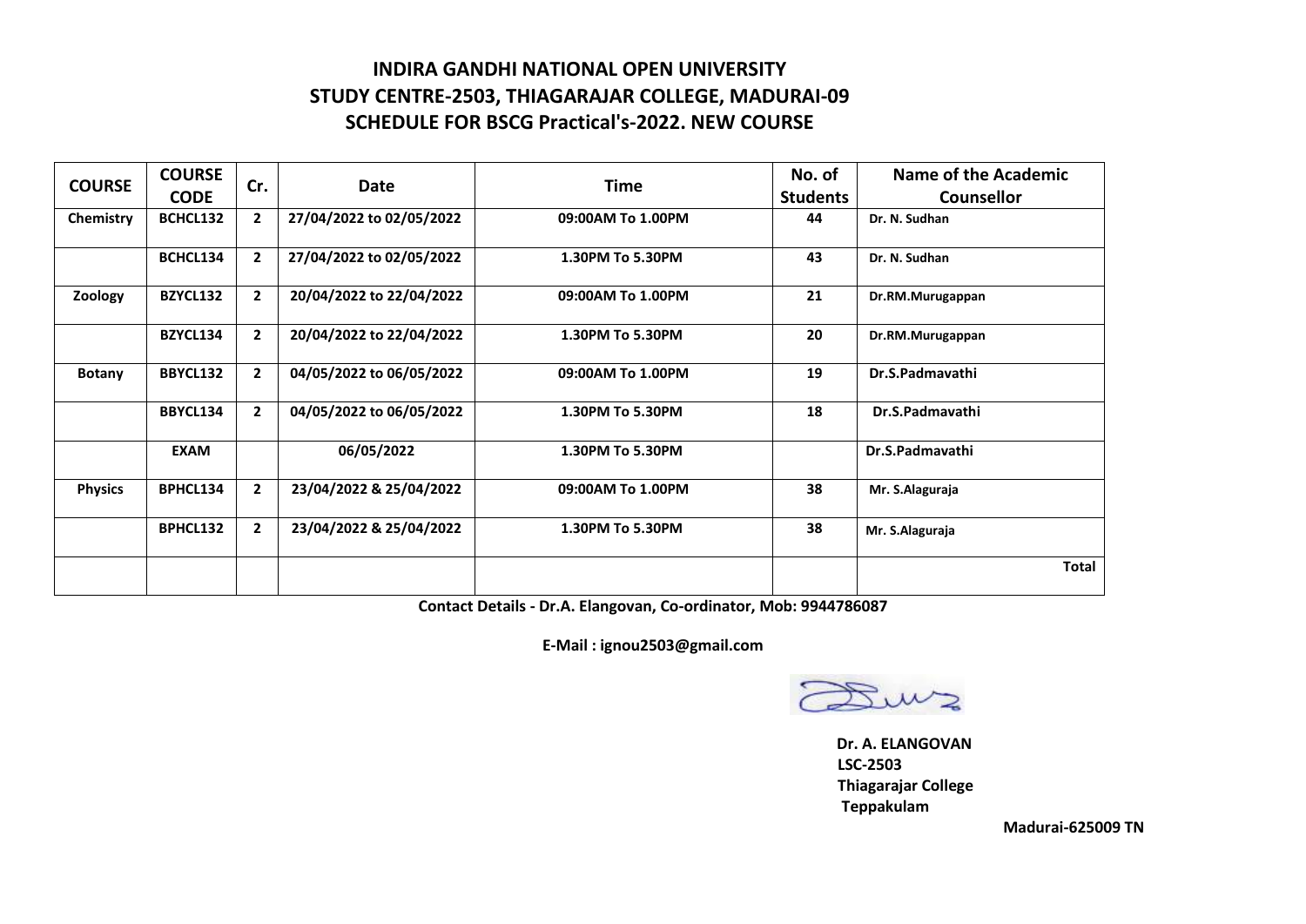# INDIRA GANDHI NATIONAL OPEN UNIVERSITY
## STUDY CENTRE-2503, THIAGARAJAR COLLEGE, MADURAI-09
## SCHEDULE FOR BSCG Practical's-2022. NEW COURSE

| COURSE | COURSE CODE | Cr. | Date | Time | No. of Students | Name of the Academic Counsellor |
|---|---|---|---|---|---|---|
| Chemistry | BCHCL132 | 2 | 27/04/2022 to 02/05/2022 | 09:00AM To 1.00PM | 44 | Dr. N. Sudhan |
| | BCHCL134 | 2 | 27/04/2022 to 02/05/2022 | 1.30PM To 5.30PM | 43 | Dr. N. Sudhan |
| Zoology | BZYCL132 | 2 | 20/04/2022 to 22/04/2022 | 09:00AM To 1.00PM | 21 | Dr.RM.Murugappan |
| | BZYCL134 | 2 | 20/04/2022 to 22/04/2022 | 1.30PM To 5.30PM | 20 | Dr.RM.Murugappan |
| Botany | BBYCL132 | 2 | 04/05/2022 to 06/05/2022 | 09:00AM To 1.00PM | 19 | Dr.S.Padmavathi |
| | BBYCL134 | 2 | 04/05/2022 to 06/05/2022 | 1.30PM To 5.30PM | 18 | Dr.S.Padmavathi |
| | EXAM | | 06/05/2022 | 1.30PM To 5.30PM | | Dr.S.Padmavathi |
| Physics | BPHCL134 | 2 | 23/04/2022 & 25/04/2022 | 09:00AM To 1.00PM | 38 | Mr. S.Alaguraja |
| | BPHCL132 | 2 | 23/04/2022 & 25/04/2022 | 1.30PM To 5.30PM | 38 | Mr. S.Alaguraja |
| | | | | | | Total |

**Contact Details - Dr.A. Elangovan, Co-ordinator, Mob: 9944786087**

**E-Mail : ignou2503@gmail.com**

**Dr. A. ELANGOVAN**
**LSC-2503**
**Thiagarajar College**
**Teppakulam**
**Madurai-625009 TN**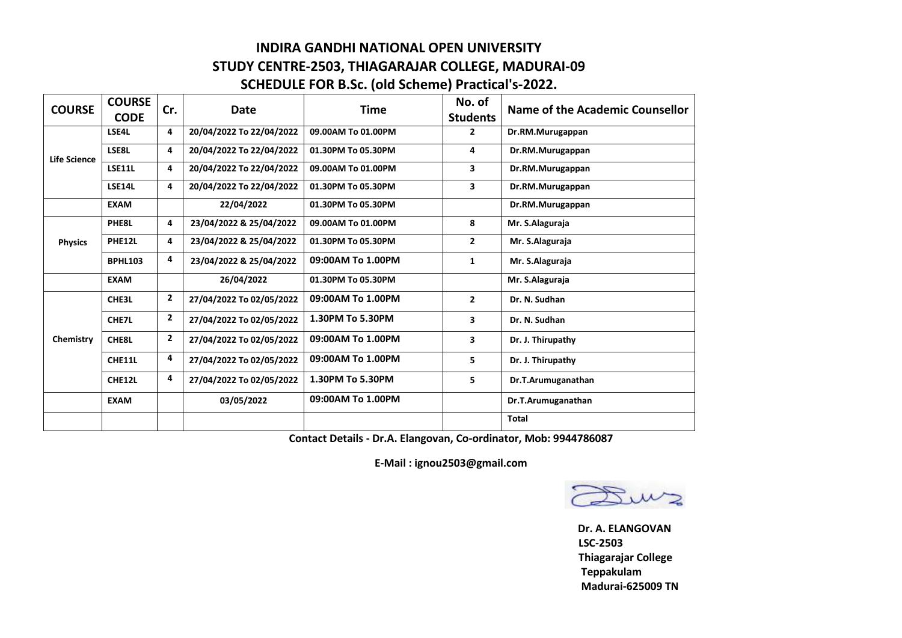# INDIRA GANDHI NATIONAL OPEN UNIVERSITY
## STUDY CENTRE-2503, THIAGARAJAR COLLEGE, MADURAI-09
## SCHEDULE FOR B.Sc. (old Scheme) Practical's-2022.

| COURSE | COURSE CODE | Cr. | Date | Time | No. of Students | Name of the Academic Counsellor |
|---|---|---|---|---|---|---|
| Life Science | LSE4L | 4 | 20/04/2022 To 22/04/2022 | 09.00AM To 01.00PM | 2 | Dr.RM.Murugappan |
| | LSE8L | 4 | 20/04/2022 To 22/04/2022 | 01.30PM To 05.30PM | 4 | Dr.RM.Murugappan |
| | LSE11L | 4 | 20/04/2022 To 22/04/2022 | 09.00AM To 01.00PM | 3 | Dr.RM.Murugappan |
| | LSE14L | 4 | 20/04/2022 To 22/04/2022 | 01.30PM To 05.30PM | 3 | Dr.RM.Murugappan |
| | EXAM | | 22/04/2022 | 01.30PM To 05.30PM | | Dr.RM.Murugappan |
| Physics | PHE8L | 4 | 23/04/2022 & 25/04/2022 | 09.00AM To 01.00PM | 8 | Mr. S.Alaguraja |
| | PHE12L | 4 | 23/04/2022 & 25/04/2022 | 01.30PM To 05.30PM | 2 | Mr. S.Alaguraja |
| | BPHL103 | 4 | 23/04/2022 & 25/04/2022 | 09:00AM To 1.00PM | 1 | Mr. S.Alaguraja |
| | EXAM | | 26/04/2022 | 01.30PM To 05.30PM | | Mr. S.Alaguraja |
| Chemistry | CHE3L | 2 | 27/04/2022 To 02/05/2022 | 09:00AM To 1.00PM | 2 | Dr. N. Sudhan |
| | CHE7L | 2 | 27/04/2022 To 02/05/2022 | 1.30PM To 5.30PM | 3 | Dr. N. Sudhan |
| | CHE8L | 2 | 27/04/2022 To 02/05/2022 | 09:00AM To 1.00PM | 3 | Dr. J. Thirupathy |
| | CHE11L | 4 | 27/04/2022 To 02/05/2022 | 09:00AM To 1.00PM | 5 | Dr. J. Thirupathy |
| | CHE12L | 4 | 27/04/2022 To 02/05/2022 | 1.30PM To 5.30PM | 5 | Dr.T.Arumuganathan |
| | EXAM | | 03/05/2022 | 09:00AM To 1.00PM | | Dr.T.Arumuganathan |
| | | | | | | Total |

**Contact Details - Dr.A. Elangovan, Co-ordinator, Mob: 9944786087**

**E-Mail : ignou2503@gmail.com**

**Dr. A. ELANGOVAN**
**LSC-2503**
**Thiagarajar College**
**Teppakulam**
**Madurai-625009 TN**